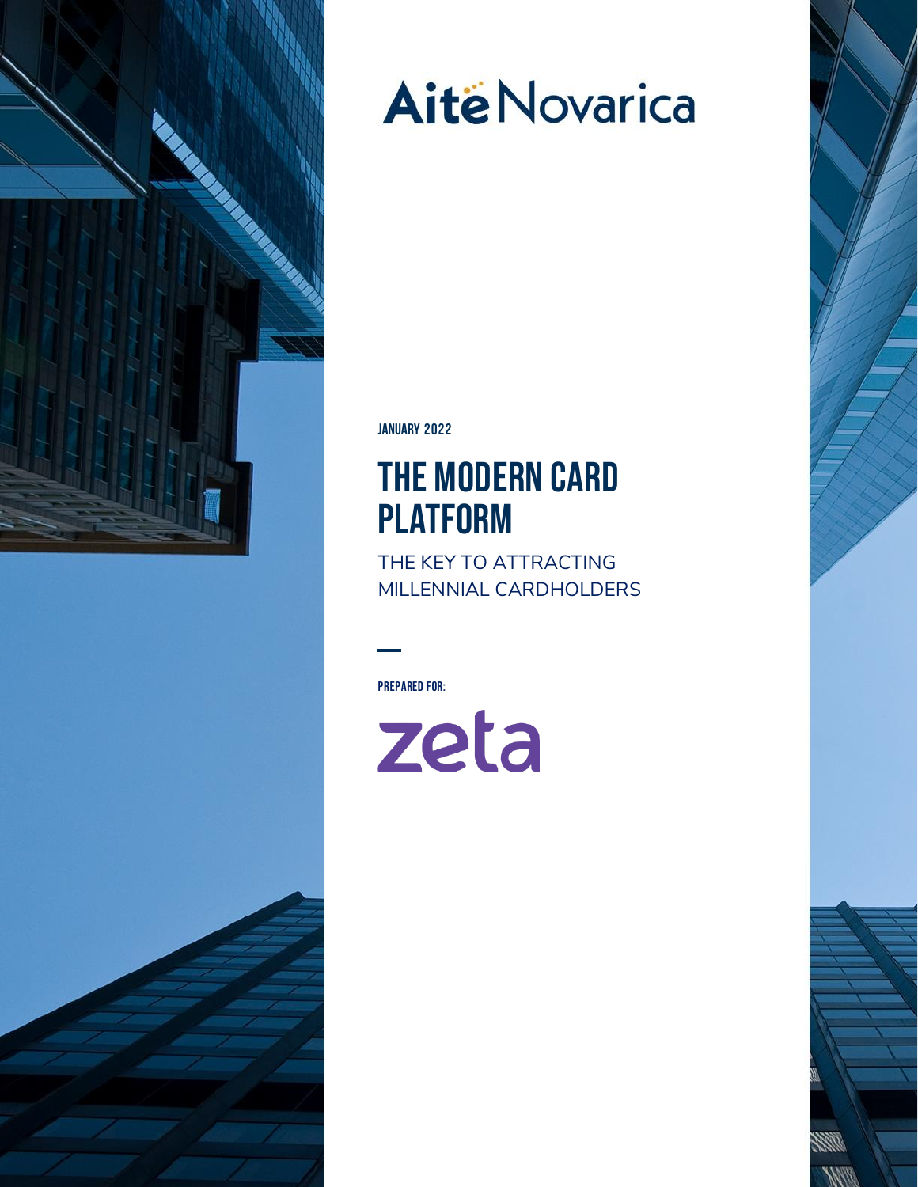Aite Novarica

JANUARY 2022

# THE MODERN CARD PLATFORM

## THE KEY TO ATTRACTING MILLENNIAL CARDHOLDERS

PREPARED FOR:

zeta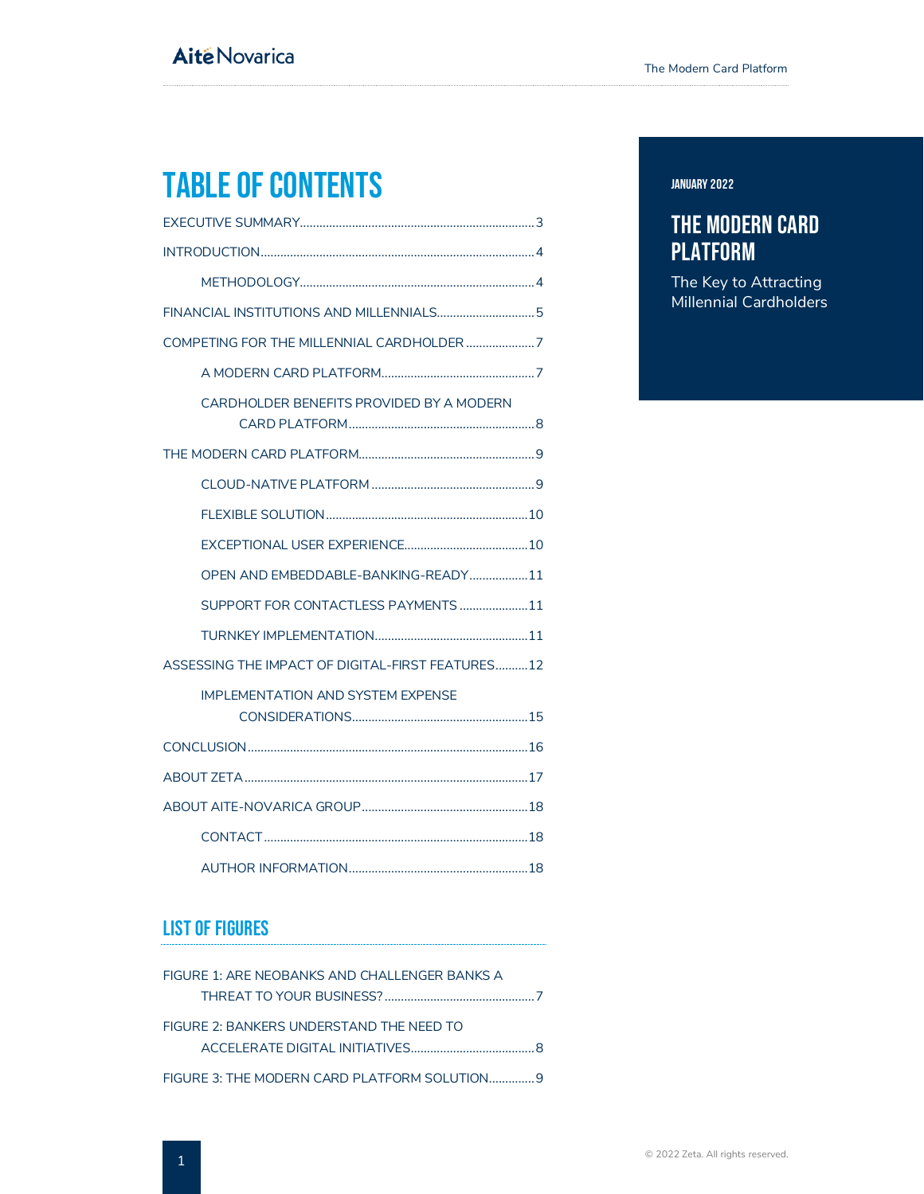# TABLE OF CONTENTS

EXECUTIVE SUMMARY......3

INTRODUCTION......4

- METHODOLOGY......4

FINANCIAL INSTITUTIONS AND MILLENNIALS......5

COMPETING FOR THE MILLENNIAL CARDHOLDER......7

- A MODERN CARD PLATFORM......7
- CARDHOLDER BENEFITS PROVIDED BY A MODERN CARD PLATFORM......8

THE MODERN CARD PLATFORM......9

- CLOUD-NATIVE PLATFORM......9
- FLEXIBLE SOLUTION......10
- EXCEPTIONAL USER EXPERIENCE......10
- OPEN AND EMBEDDABLE-BANKING-READY......11
- SUPPORT FOR CONTACTLESS PAYMENTS......11
- TURNKEY IMPLEMENTATION......11

ASSESSING THE IMPACT OF DIGITAL-FIRST FEATURES......12

- IMPLEMENTATION AND SYSTEM EXPENSE CONSIDERATIONS......15

CONCLUSION......16

ABOUT ZETA......17

ABOUT AITE-NOVARICA GROUP......18

- CONTACT......18
- AUTHOR INFORMATION......18

## LIST OF FIGURES

FIGURE 1: ARE NEOBANKS AND CHALLENGER BANKS A THREAT TO YOUR BUSINESS?......7

FIGURE 2: BANKERS UNDERSTAND THE NEED TO ACCELERATE DIGITAL INITIATIVES......8

FIGURE 3: THE MODERN CARD PLATFORM SOLUTION......9

JANUARY 2022

## THE MODERN CARD PLATFORM

The Key to Attracting Millennial Cardholders

© 2022 Zeta. All rights reserved.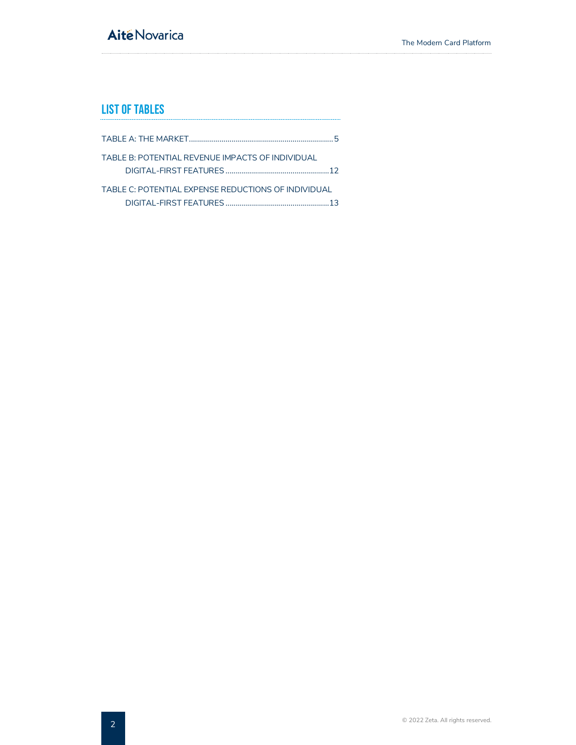## LIST OF TABLES

TABLE A: THE MARKET.......................................................................5

TABLE B: POTENTIAL REVENUE IMPACTS OF INDIVIDUAL DIGITAL-FIRST FEATURES...................................................12

TABLE C: POTENTIAL EXPENSE REDUCTIONS OF INDIVIDUAL DIGITAL-FIRST FEATURES...................................................13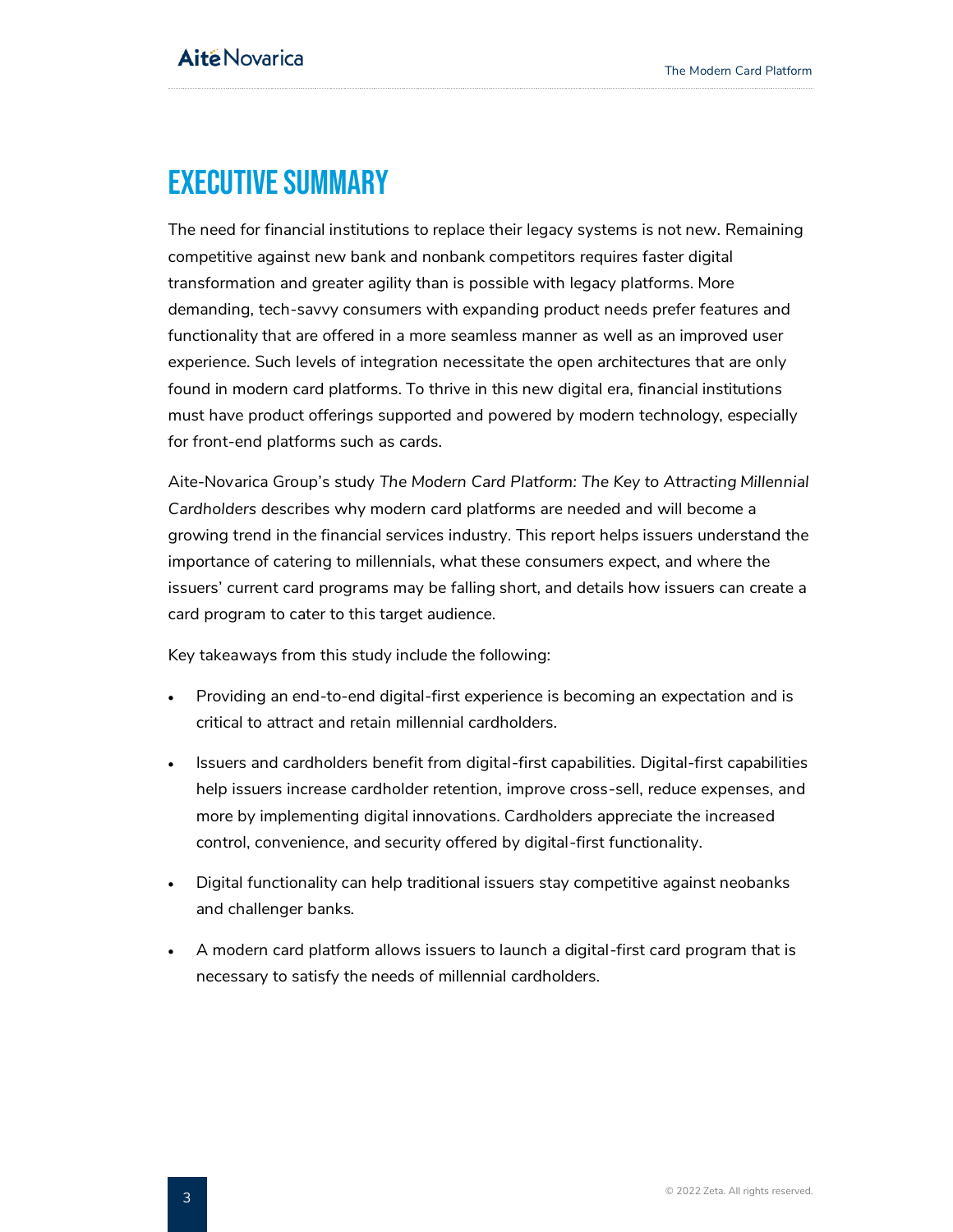# EXECUTIVE SUMMARY

The need for financial institutions to replace their legacy systems is not new. Remaining competitive against new bank and nonbank competitors requires faster digital transformation and greater agility than is possible with legacy platforms. More demanding, tech-savvy consumers with expanding product needs prefer features and functionality that are offered in a more seamless manner as well as an improved user experience. Such levels of integration necessitate the open architectures that are only found in modern card platforms. To thrive in this new digital era, financial institutions must have product offerings supported and powered by modern technology, especially for front-end platforms such as cards.

Aite-Novarica Group's study *The Modern Card Platform: The Key to Attracting Millennial Cardholders* describes why modern card platforms are needed and will become a growing trend in the financial services industry. This report helps issuers understand the importance of catering to millennials, what these consumers expect, and where the issuers' current card programs may be falling short, and details how issuers can create a card program to cater to this target audience.

Key takeaways from this study include the following:

- Providing an end-to-end digital-first experience is becoming an expectation and is critical to attract and retain millennial cardholders.
- Issuers and cardholders benefit from digital-first capabilities. Digital-first capabilities help issuers increase cardholder retention, improve cross-sell, reduce expenses, and more by implementing digital innovations. Cardholders appreciate the increased control, convenience, and security offered by digital-first functionality.
- Digital functionality can help traditional issuers stay competitive against neobanks and challenger banks.
- A modern card platform allows issuers to launch a digital-first card program that is necessary to satisfy the needs of millennial cardholders.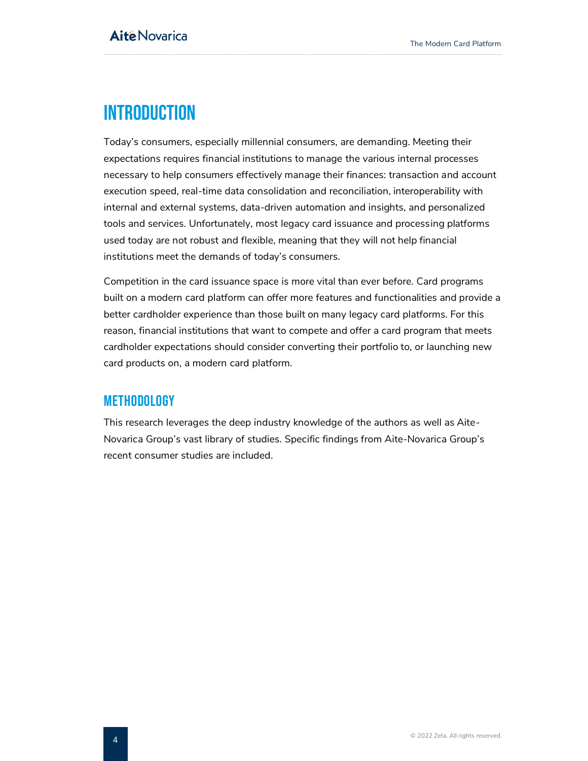# INTRODUCTION

Today's consumers, especially millennial consumers, are demanding. Meeting their expectations requires financial institutions to manage the various internal processes necessary to help consumers effectively manage their finances: transaction and account execution speed, real-time data consolidation and reconciliation, interoperability with internal and external systems, data-driven automation and insights, and personalized tools and services. Unfortunately, most legacy card issuance and processing platforms used today are not robust and flexible, meaning that they will not help financial institutions meet the demands of today's consumers.

Competition in the card issuance space is more vital than ever before. Card programs built on a modern card platform can offer more features and functionalities and provide a better cardholder experience than those built on many legacy card platforms. For this reason, financial institutions that want to compete and offer a card program that meets cardholder expectations should consider converting their portfolio to, or launching new card products on, a modern card platform.

## METHODOLOGY

This research leverages the deep industry knowledge of the authors as well as Aite-Novarica Group's vast library of studies. Specific findings from Aite-Novarica Group's recent consumer studies are included.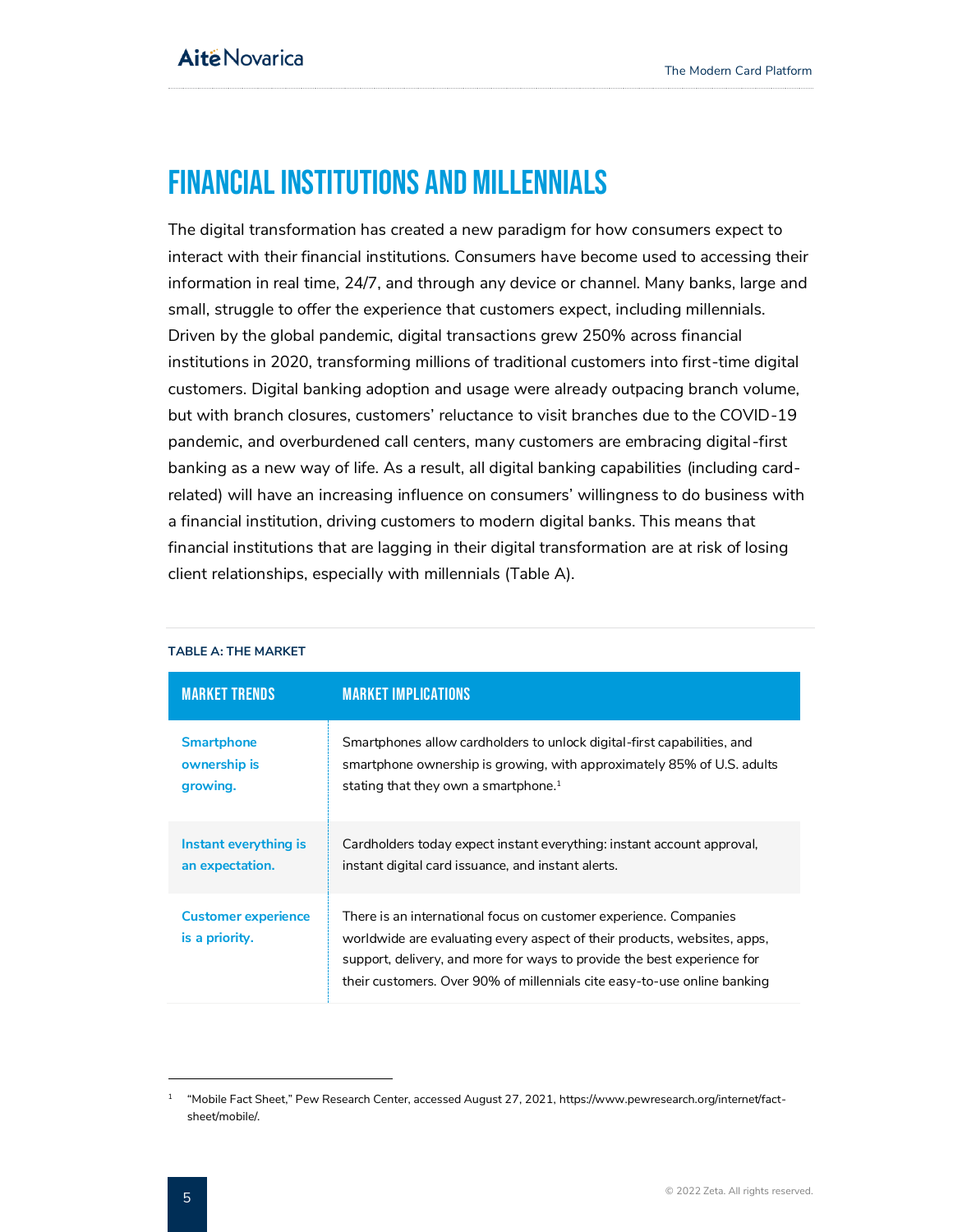# FINANCIAL INSTITUTIONS AND MILLENNIALS

The digital transformation has created a new paradigm for how consumers expect to interact with their financial institutions. Consumers have become used to accessing their information in real time, 24/7, and through any device or channel. Many banks, large and small, struggle to offer the experience that customers expect, including millennials. Driven by the global pandemic, digital transactions grew 250% across financial institutions in 2020, transforming millions of traditional customers into first-time digital customers. Digital banking adoption and usage were already outpacing branch volume, but with branch closures, customers' reluctance to visit branches due to the COVID-19 pandemic, and overburdened call centers, many customers are embracing digital-first banking as a new way of life. As a result, all digital banking capabilities (including card-related) will have an increasing influence on consumers' willingness to do business with a financial institution, driving customers to modern digital banks. This means that financial institutions that are lagging in their digital transformation are at risk of losing client relationships, especially with millennials (Table A).

**TABLE A: THE MARKET**

| MARKET TRENDS | MARKET IMPLICATIONS |
|---|---|
| **Smartphone ownership is growing.** | Smartphones allow cardholders to unlock digital-first capabilities, and smartphone ownership is growing, with approximately 85% of U.S. adults stating that they own a smartphone.[1] |
| **Instant everything is an expectation.** | Cardholders today expect instant everything: instant account approval, instant digital card issuance, and instant alerts. |
| **Customer experience is a priority.** | There is an international focus on customer experience. Companies worldwide are evaluating every aspect of their products, websites, apps, support, delivery, and more for ways to provide the best experience for their customers. Over 90% of millennials cite easy-to-use online banking |

[1] "Mobile Fact Sheet," Pew Research Center, accessed August 27, 2021, https://www.pewresearch.org/internet/fact-sheet/mobile/.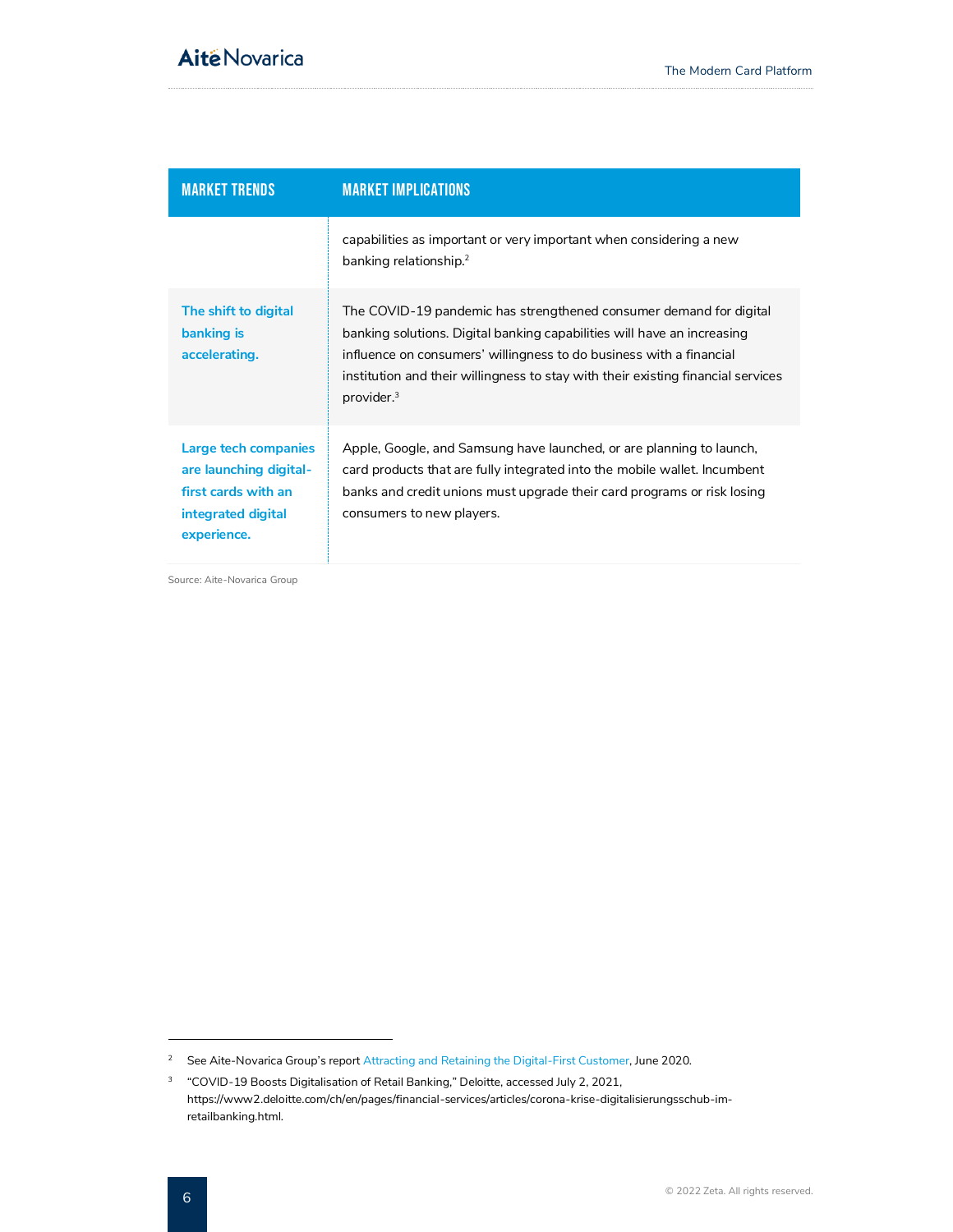| MARKET TRENDS | MARKET IMPLICATIONS |
|---|---|
| | capabilities as important or very important when considering a new banking relationship.[2] |
| **The shift to digital banking is accelerating.** | The COVID-19 pandemic has strengthened consumer demand for digital banking solutions. Digital banking capabilities will have an increasing influence on consumers' willingness to do business with a financial institution and their willingness to stay with their existing financial services provider.[3] |
| **Large tech companies are launching digital-first cards with an integrated digital experience.** | Apple, Google, and Samsung have launched, or are planning to launch, card products that are fully integrated into the mobile wallet. Incumbent banks and credit unions must upgrade their card programs or risk losing consumers to new players. |

Source: Aite-Novarica Group

[2] See Aite-Novarica Group's report Attracting and Retaining the Digital-First Customer, June 2020.

[3] "COVID-19 Boosts Digitalisation of Retail Banking," Deloitte, accessed July 2, 2021, https://www2.deloitte.com/ch/en/pages/financial-services/articles/corona-krise-digitalisierungsschub-im-retailbanking.html.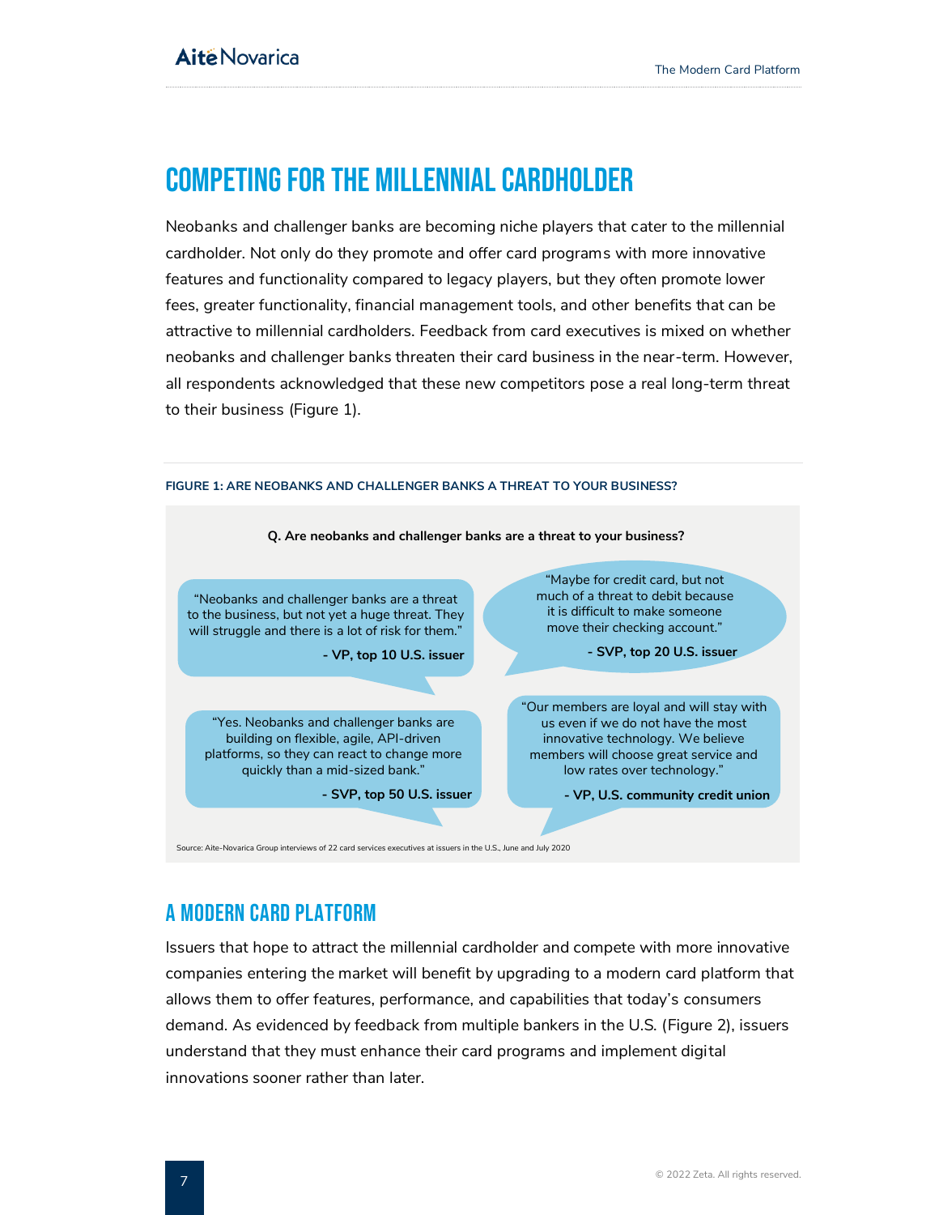# COMPETING FOR THE MILLENNIAL CARDHOLDER

Neobanks and challenger banks are becoming niche players that cater to the millennial cardholder. Not only do they promote and offer card programs with more innovative features and functionality compared to legacy players, but they often promote lower fees, greater functionality, financial management tools, and other benefits that can be attractive to millennial cardholders. Feedback from card executives is mixed on whether neobanks and challenger banks threaten their card business in the near-term. However, all respondents acknowledged that these new competitors pose a real long-term threat to their business (Figure 1).

**FIGURE 1: ARE NEOBANKS AND CHALLENGER BANKS A THREAT TO YOUR BUSINESS?**

**Q. Are neobanks and challenger banks are a threat to your business?**

"Neobanks and challenger banks are a threat to the business, but not yet a huge threat. They will struggle and there is a lot of risk for them."

**- VP, top 10 U.S. issuer**

"Maybe for credit card, but not much of a threat to debit because it is difficult to make someone move their checking account."

**- SVP, top 20 U.S. issuer**

"Yes. Neobanks and challenger banks are building on flexible, agile, API-driven platforms, so they can react to change more quickly than a mid-sized bank."

**- SVP, top 50 U.S. issuer**

"Our members are loyal and will stay with us even if we do not have the most innovative technology. We believe members will choose great service and low rates over technology."

**- VP, U.S. community credit union**

Source: Aite-Novarica Group interviews of 22 card services executives at issuers in the U.S., June and July 2020

## A MODERN CARD PLATFORM

Issuers that hope to attract the millennial cardholder and compete with more innovative companies entering the market will benefit by upgrading to a modern card platform that allows them to offer features, performance, and capabilities that today's consumers demand. As evidenced by feedback from multiple bankers in the U.S. (Figure 2), issuers understand that they must enhance their card programs and implement digital innovations sooner rather than later.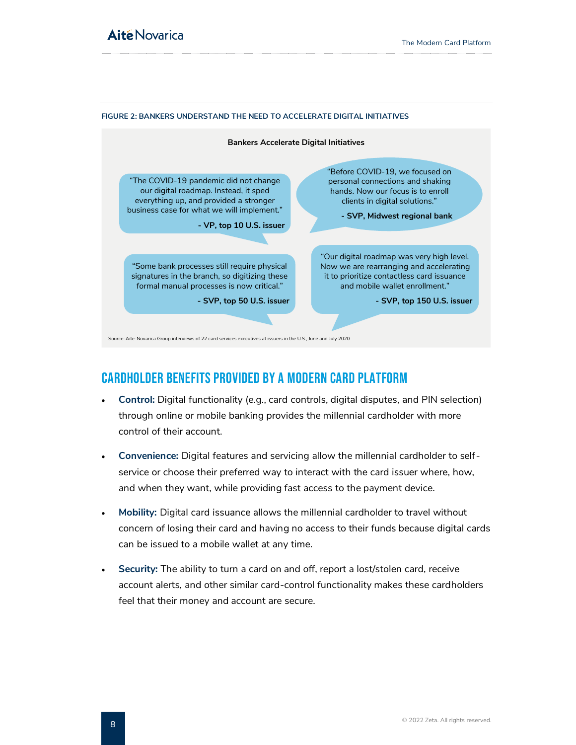**FIGURE 2: BANKERS UNDERSTAND THE NEED TO ACCELERATE DIGITAL INITIATIVES**

**Bankers Accelerate Digital Initiatives**

"The COVID-19 pandemic did not change our digital roadmap. Instead, it sped everything up, and provided a stronger business case for what we will implement."

**- VP, top 10 U.S. issuer**

"Before COVID-19, we focused on personal connections and shaking hands. Now our focus is to enroll clients in digital solutions."

**- SVP, Midwest regional bank**

"Some bank processes still require physical signatures in the branch, so digitizing these formal manual processes is now critical."

**- SVP, top 50 U.S. issuer**

"Our digital roadmap was very high level. Now we are rearranging and accelerating it to prioritize contactless card issuance and mobile wallet enrollment."

**- SVP, top 150 U.S. issuer**

Source: Aite-Novarica Group interviews of 22 card services executives at issuers in the U.S., June and July 2020

## CARDHOLDER BENEFITS PROVIDED BY A MODERN CARD PLATFORM

- **Control:** Digital functionality (e.g., card controls, digital disputes, and PIN selection) through online or mobile banking provides the millennial cardholder with more control of their account.
- **Convenience:** Digital features and servicing allow the millennial cardholder to self-service or choose their preferred way to interact with the card issuer where, how, and when they want, while providing fast access to the payment device.
- **Mobility:** Digital card issuance allows the millennial cardholder to travel without concern of losing their card and having no access to their funds because digital cards can be issued to a mobile wallet at any time.
- **Security:** The ability to turn a card on and off, report a lost/stolen card, receive account alerts, and other similar card-control functionality makes these cardholders feel that their money and account are secure.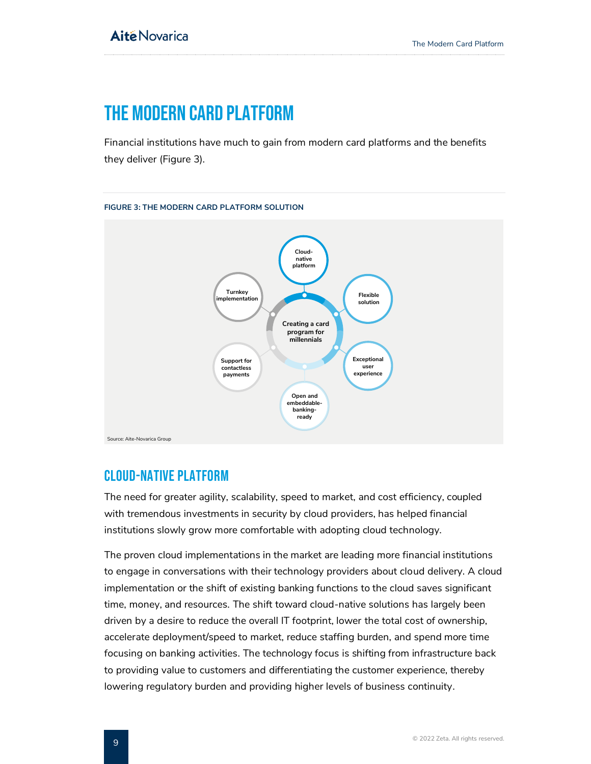# THE MODERN CARD PLATFORM

Financial institutions have much to gain from modern card platforms and the benefits they deliver (Figure 3).

**FIGURE 3: THE MODERN CARD PLATFORM SOLUTION**

Creating a card program for millennials

- Cloud-native platform
- Flexible solution
- Exceptional user experience
- Open and embeddable-banking-ready
- Support for contactless payments
- Turnkey implementation

Source: Aite-Novarica Group

## CLOUD-NATIVE PLATFORM

The need for greater agility, scalability, speed to market, and cost efficiency, coupled with tremendous investments in security by cloud providers, has helped financial institutions slowly grow more comfortable with adopting cloud technology.

The proven cloud implementations in the market are leading more financial institutions to engage in conversations with their technology providers about cloud delivery. A cloud implementation or the shift of existing banking functions to the cloud saves significant time, money, and resources. The shift toward cloud-native solutions has largely been driven by a desire to reduce the overall IT footprint, lower the total cost of ownership, accelerate deployment/speed to market, reduce staffing burden, and spend more time focusing on banking activities. The technology focus is shifting from infrastructure back to providing value to customers and differentiating the customer experience, thereby lowering regulatory burden and providing higher levels of business continuity.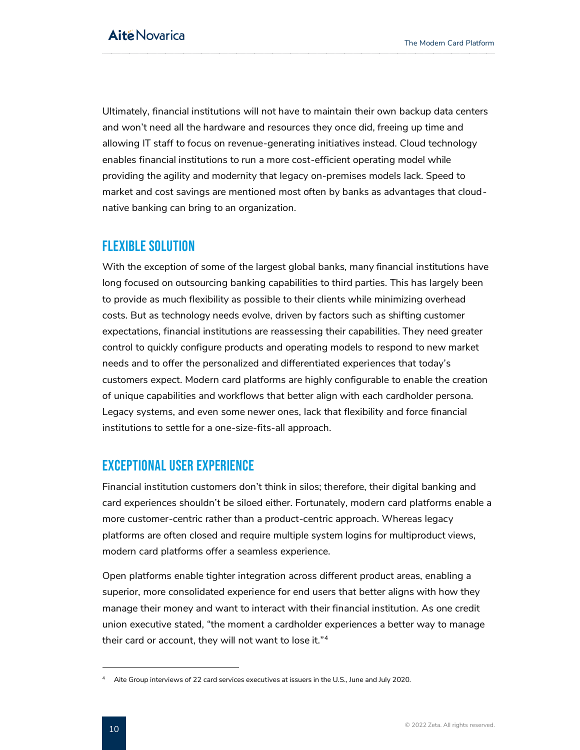Ultimately, financial institutions will not have to maintain their own backup data centers and won't need all the hardware and resources they once did, freeing up time and allowing IT staff to focus on revenue-generating initiatives instead. Cloud technology enables financial institutions to run a more cost-efficient operating model while providing the agility and modernity that legacy on-premises models lack. Speed to market and cost savings are mentioned most often by banks as advantages that cloud-native banking can bring to an organization.

## FLEXIBLE SOLUTION

With the exception of some of the largest global banks, many financial institutions have long focused on outsourcing banking capabilities to third parties. This has largely been to provide as much flexibility as possible to their clients while minimizing overhead costs. But as technology needs evolve, driven by factors such as shifting customer expectations, financial institutions are reassessing their capabilities. They need greater control to quickly configure products and operating models to respond to new market needs and to offer the personalized and differentiated experiences that today's customers expect. Modern card platforms are highly configurable to enable the creation of unique capabilities and workflows that better align with each cardholder persona. Legacy systems, and even some newer ones, lack that flexibility and force financial institutions to settle for a one-size-fits-all approach.

## EXCEPTIONAL USER EXPERIENCE

Financial institution customers don't think in silos; therefore, their digital banking and card experiences shouldn't be siloed either. Fortunately, modern card platforms enable a more customer-centric rather than a product-centric approach. Whereas legacy platforms are often closed and require multiple system logins for multiproduct views, modern card platforms offer a seamless experience.

Open platforms enable tighter integration across different product areas, enabling a superior, more consolidated experience for end users that better aligns with how they manage their money and want to interact with their financial institution. As one credit union executive stated, "the moment a cardholder experiences a better way to manage their card or account, they will not want to lose it."[4]

[4] Aite Group interviews of 22 card services executives at issuers in the U.S., June and July 2020.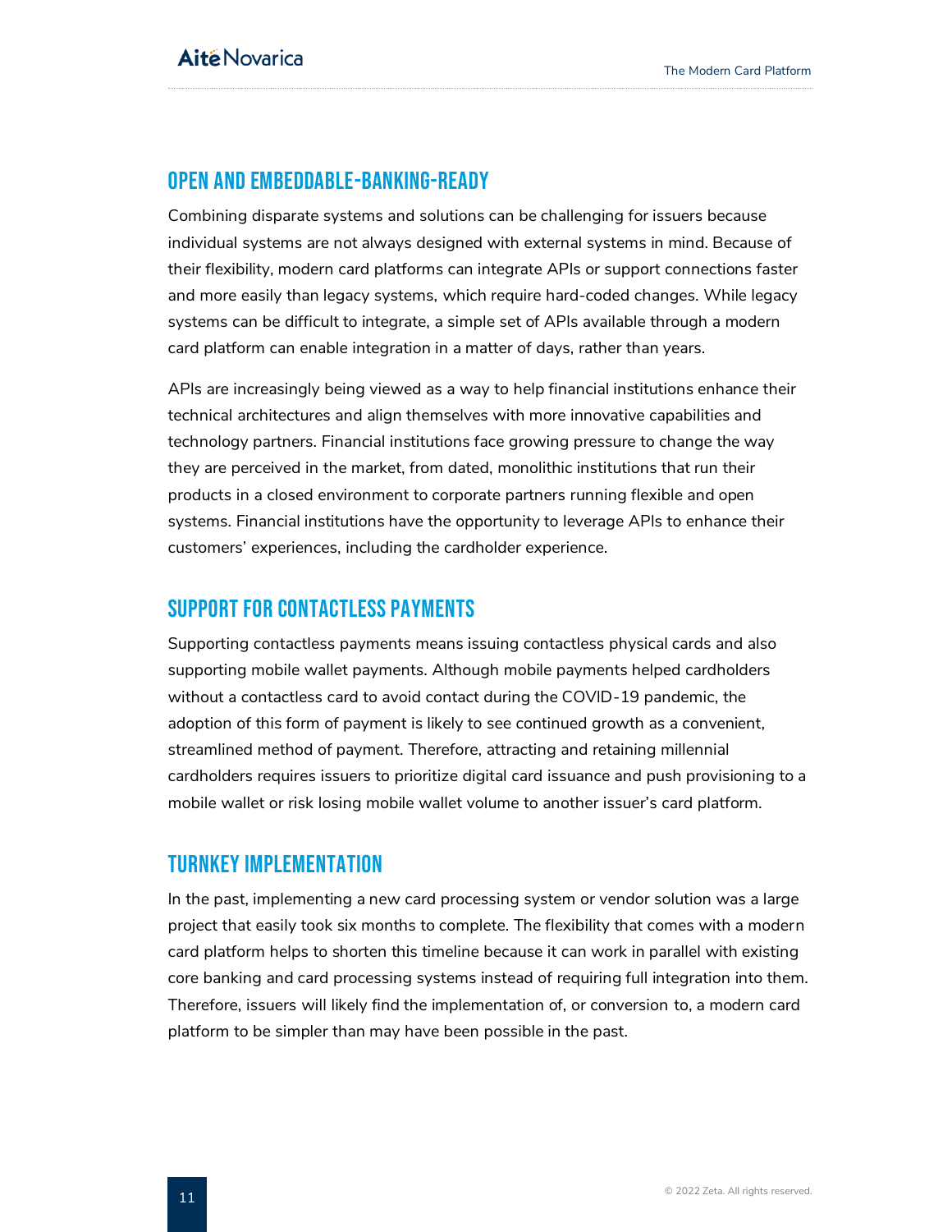## Open and Embeddable-Banking-Ready

Combining disparate systems and solutions can be challenging for issuers because individual systems are not always designed with external systems in mind. Because of their flexibility, modern card platforms can integrate APIs or support connections faster and more easily than legacy systems, which require hard-coded changes. While legacy systems can be difficult to integrate, a simple set of APIs available through a modern card platform can enable integration in a matter of days, rather than years.

APIs are increasingly being viewed as a way to help financial institutions enhance their technical architectures and align themselves with more innovative capabilities and technology partners. Financial institutions face growing pressure to change the way they are perceived in the market, from dated, monolithic institutions that run their products in a closed environment to corporate partners running flexible and open systems. Financial institutions have the opportunity to leverage APIs to enhance their customers' experiences, including the cardholder experience.

## Support for Contactless Payments

Supporting contactless payments means issuing contactless physical cards and also supporting mobile wallet payments. Although mobile payments helped cardholders without a contactless card to avoid contact during the COVID-19 pandemic, the adoption of this form of payment is likely to see continued growth as a convenient, streamlined method of payment. Therefore, attracting and retaining millennial cardholders requires issuers to prioritize digital card issuance and push provisioning to a mobile wallet or risk losing mobile wallet volume to another issuer's card platform.

## Turnkey Implementation

In the past, implementing a new card processing system or vendor solution was a large project that easily took six months to complete. The flexibility that comes with a modern card platform helps to shorten this timeline because it can work in parallel with existing core banking and card processing systems instead of requiring full integration into them. Therefore, issuers will likely find the implementation of, or conversion to, a modern card platform to be simpler than may have been possible in the past.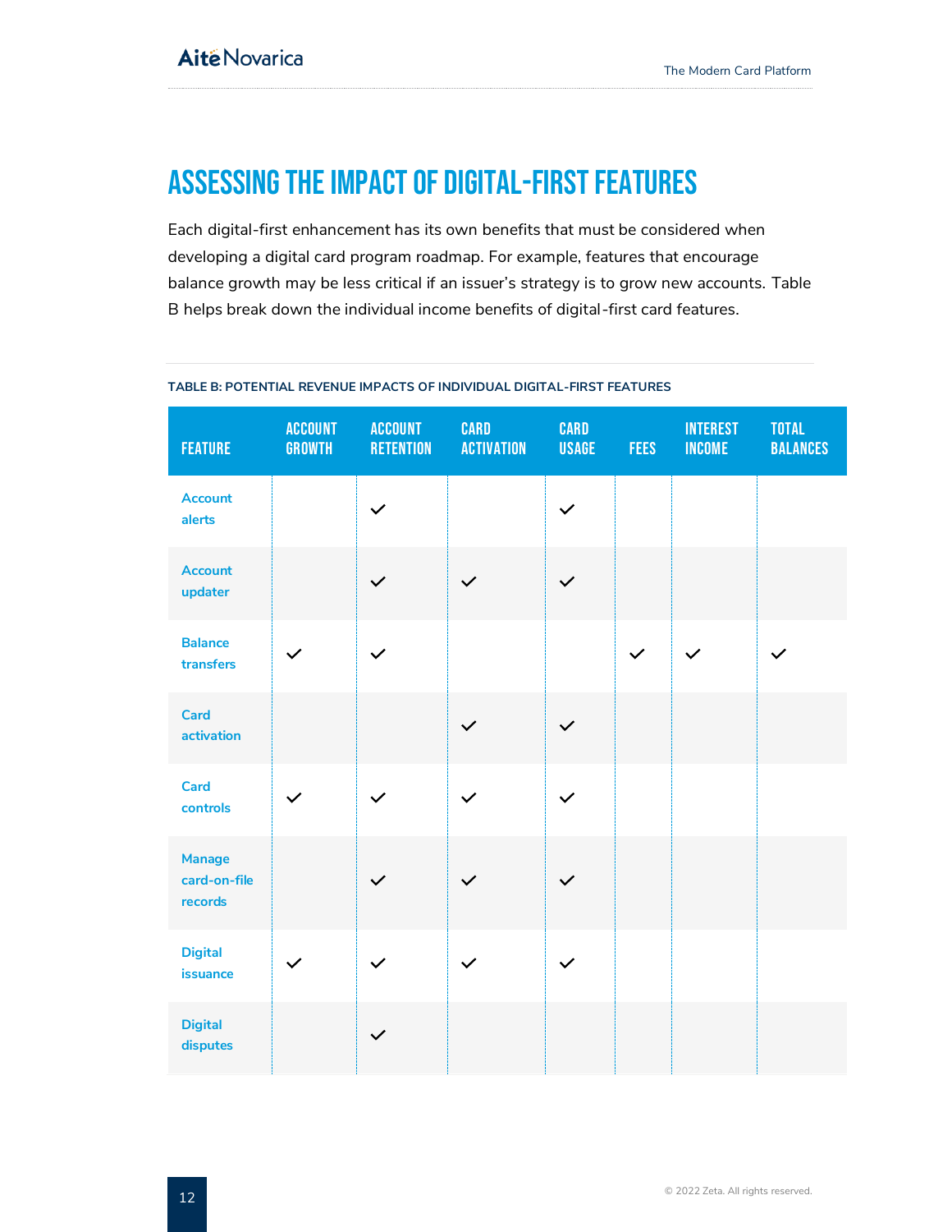# ASSESSING THE IMPACT OF DIGITAL-FIRST FEATURES

Each digital-first enhancement has its own benefits that must be considered when developing a digital card program roadmap. For example, features that encourage balance growth may be less critical if an issuer's strategy is to grow new accounts. Table B helps break down the individual income benefits of digital-first card features.

**TABLE B: POTENTIAL REVENUE IMPACTS OF INDIVIDUAL DIGITAL-FIRST FEATURES**

| Feature | Account growth | Account retention | Card activation | Card usage | Fees | Interest income | Total balances |
|---|---|---|---|---|---|---|---|
| Account alerts | | ✓ | | ✓ | | | |
| Account updater | | ✓ | ✓ | ✓ | | | |
| Balance transfers | ✓ | ✓ | | | ✓ | ✓ | ✓ |
| Card activation | | | ✓ | ✓ | | | |
| Card controls | ✓ | ✓ | ✓ | ✓ | | | |
| Manage card-on-file records | | ✓ | ✓ | ✓ | | | |
| Digital issuance | ✓ | ✓ | ✓ | ✓ | | | |
| Digital disputes | | ✓ | | | | | |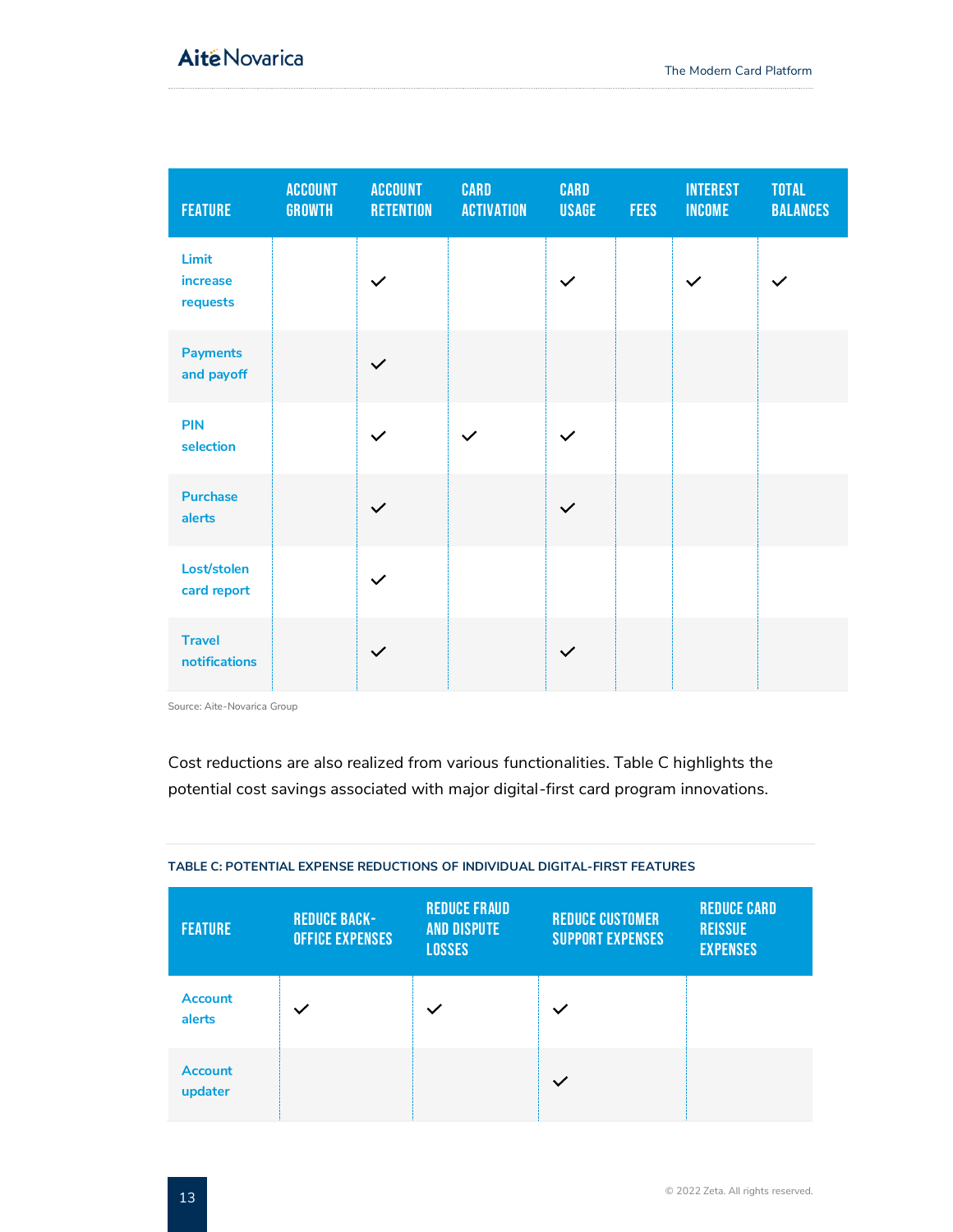| FEATURE | ACCOUNT GROWTH | ACCOUNT RETENTION | CARD ACTIVATION | CARD USAGE | FEES | INTEREST INCOME | TOTAL BALANCES |
|---|---|---|---|---|---|---|---|
| Limit increase requests | | ✓ | | ✓ | | ✓ | ✓ |
| Payments and payoff | | ✓ | | | | | |
| PIN selection | | ✓ | ✓ | ✓ | | | |
| Purchase alerts | | ✓ | | ✓ | | | |
| Lost/stolen card report | | ✓ | | | | | |
| Travel notifications | | ✓ | | ✓ | | | |

Source: Aite-Novarica Group

Cost reductions are also realized from various functionalities. Table C highlights the potential cost savings associated with major digital-first card program innovations.

**TABLE C: POTENTIAL EXPENSE REDUCTIONS OF INDIVIDUAL DIGITAL-FIRST FEATURES**

| FEATURE | REDUCE BACK-OFFICE EXPENSES | REDUCE FRAUD AND DISPUTE LOSSES | REDUCE CUSTOMER SUPPORT EXPENSES | REDUCE CARD REISSUE EXPENSES |
|---|---|---|---|---|
| Account alerts | ✓ | ✓ | ✓ | |
| Account updater | | | ✓ | |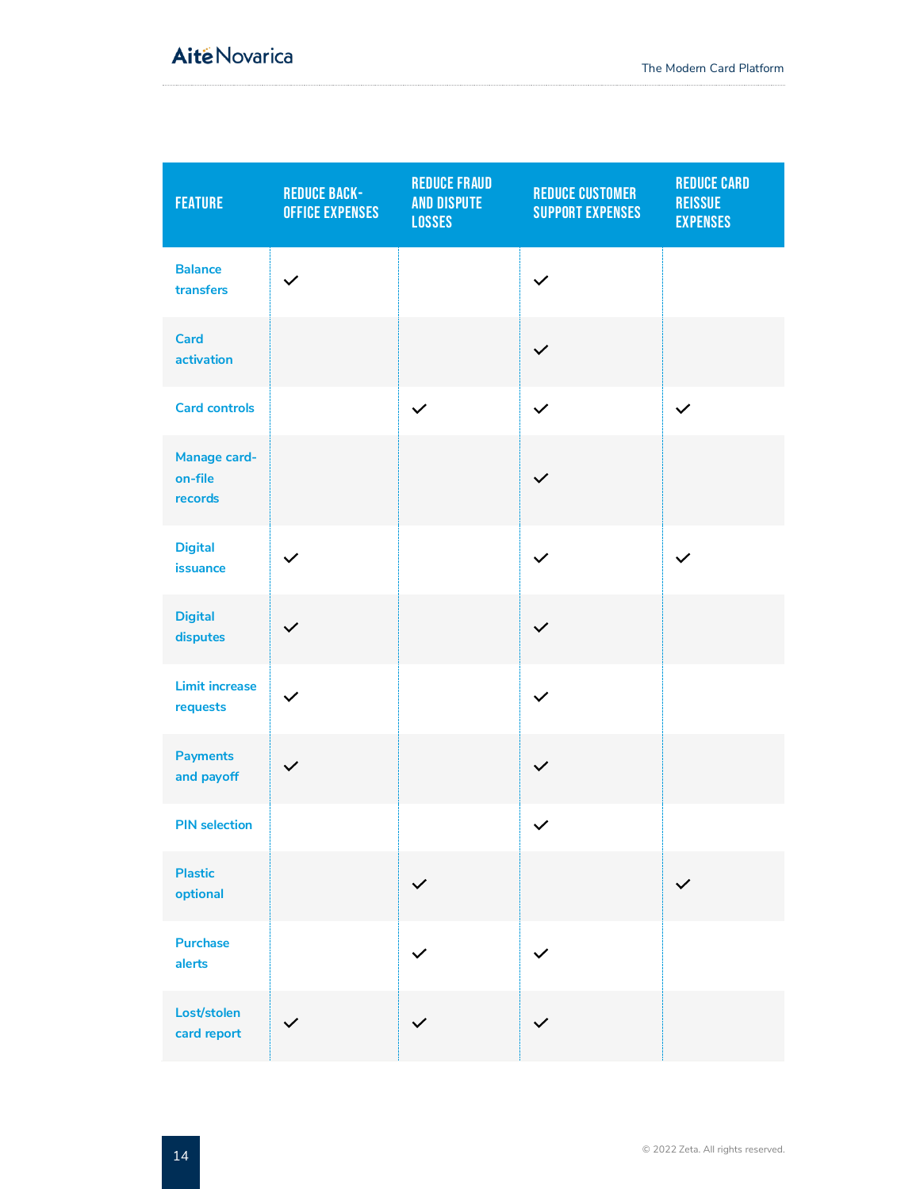| FEATURE | REDUCE BACK-OFFICE EXPENSES | REDUCE FRAUD AND DISPUTE LOSSES | REDUCE CUSTOMER SUPPORT EXPENSES | REDUCE CARD REISSUE EXPENSES |
|---|---|---|---|---|
| Balance transfers | ✓ | | ✓ | |
| Card activation | | | ✓ | |
| Card controls | | ✓ | ✓ | ✓ |
| Manage card-on-file records | | | ✓ | |
| Digital issuance | ✓ | | ✓ | ✓ |
| Digital disputes | ✓ | | ✓ | |
| Limit increase requests | ✓ | | ✓ | |
| Payments and payoff | ✓ | | ✓ | |
| PIN selection | | | ✓ | |
| Plastic optional | | ✓ | | ✓ |
| Purchase alerts | | ✓ | ✓ | |
| Lost/stolen card report | ✓ | ✓ | ✓ | |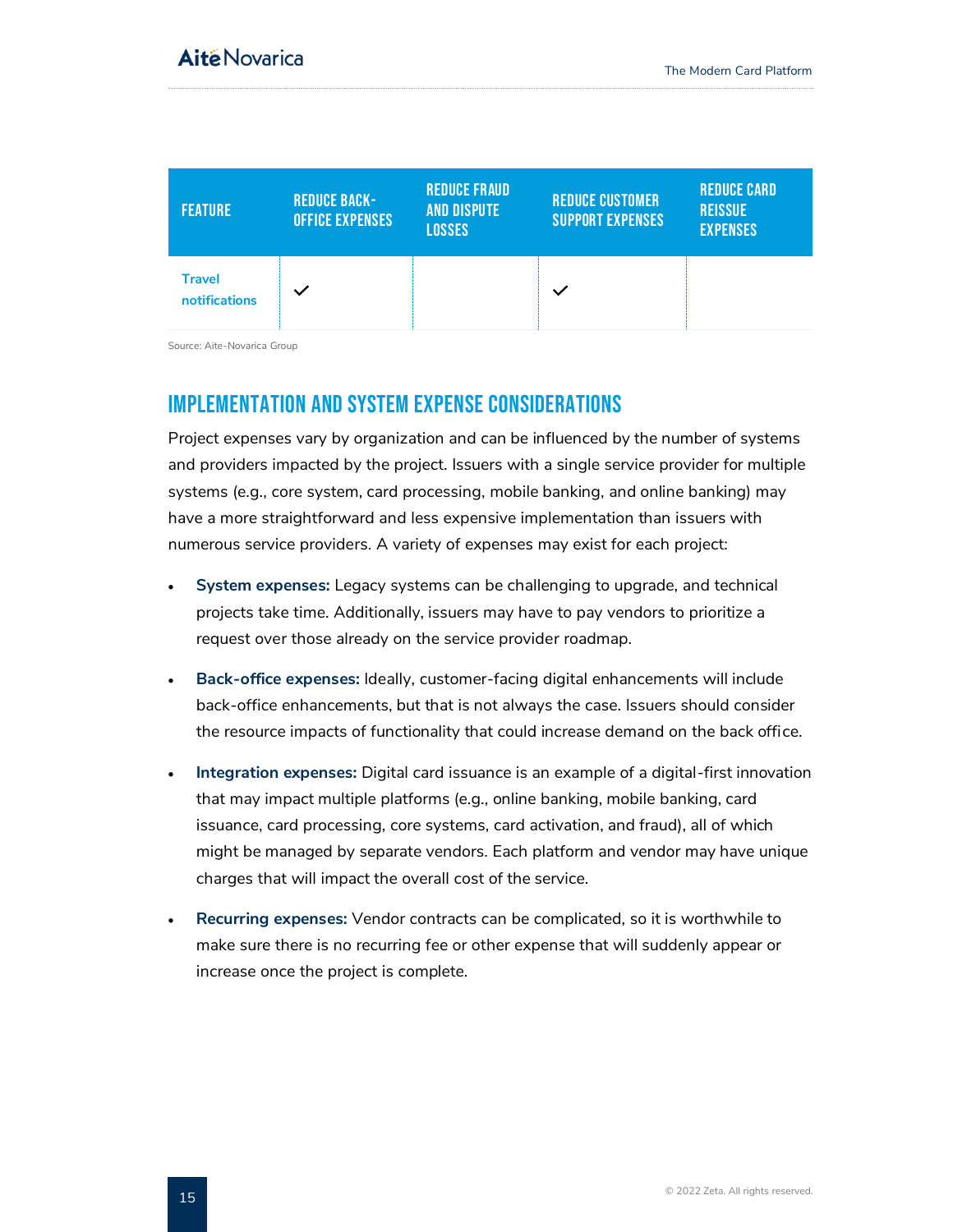| FEATURE | REDUCE BACK-OFFICE EXPENSES | REDUCE FRAUD AND DISPUTE LOSSES | REDUCE CUSTOMER SUPPORT EXPENSES | REDUCE CARD REISSUE EXPENSES |
|---|---|---|---|---|
| Travel notifications | ✓ | | ✓ | |

Source: Aite-Novarica Group

## IMPLEMENTATION AND SYSTEM EXPENSE CONSIDERATIONS

Project expenses vary by organization and can be influenced by the number of systems and providers impacted by the project. Issuers with a single service provider for multiple systems (e.g., core system, card processing, mobile banking, and online banking) may have a more straightforward and less expensive implementation than issuers with numerous service providers. A variety of expenses may exist for each project:

- **System expenses:** Legacy systems can be challenging to upgrade, and technical projects take time. Additionally, issuers may have to pay vendors to prioritize a request over those already on the service provider roadmap.
- **Back-office expenses:** Ideally, customer-facing digital enhancements will include back-office enhancements, but that is not always the case. Issuers should consider the resource impacts of functionality that could increase demand on the back office.
- **Integration expenses:** Digital card issuance is an example of a digital-first innovation that may impact multiple platforms (e.g., online banking, mobile banking, card issuance, card processing, core systems, card activation, and fraud), all of which might be managed by separate vendors. Each platform and vendor may have unique charges that will impact the overall cost of the service.
- **Recurring expenses:** Vendor contracts can be complicated, so it is worthwhile to make sure there is no recurring fee or other expense that will suddenly appear or increase once the project is complete.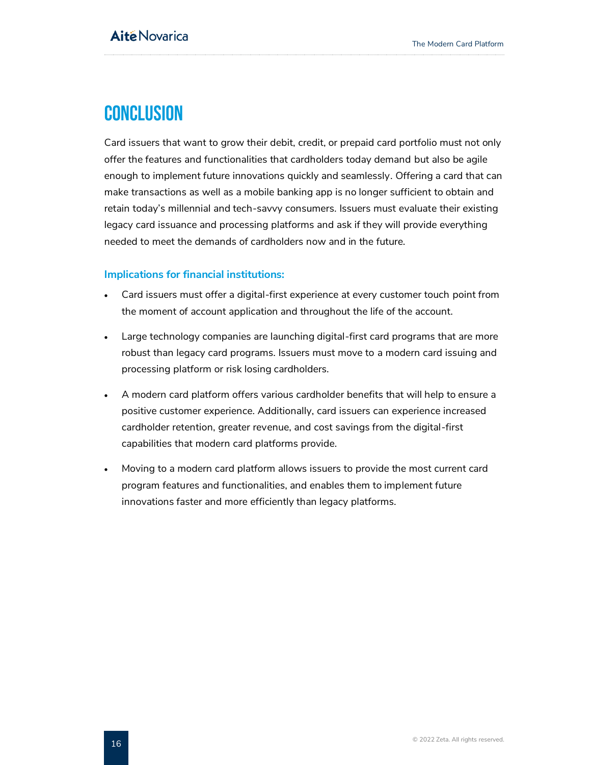# CONCLUSION

Card issuers that want to grow their debit, credit, or prepaid card portfolio must not only offer the features and functionalities that cardholders today demand but also be agile enough to implement future innovations quickly and seamlessly. Offering a card that can make transactions as well as a mobile banking app is no longer sufficient to obtain and retain today's millennial and tech-savvy consumers. Issuers must evaluate their existing legacy card issuance and processing platforms and ask if they will provide everything needed to meet the demands of cardholders now and in the future.

### Implications for financial institutions:

- Card issuers must offer a digital-first experience at every customer touch point from the moment of account application and throughout the life of the account.
- Large technology companies are launching digital-first card programs that are more robust than legacy card programs. Issuers must move to a modern card issuing and processing platform or risk losing cardholders.
- A modern card platform offers various cardholder benefits that will help to ensure a positive customer experience. Additionally, card issuers can experience increased cardholder retention, greater revenue, and cost savings from the digital-first capabilities that modern card platforms provide.
- Moving to a modern card platform allows issuers to provide the most current card program features and functionalities, and enables them to implement future innovations faster and more efficiently than legacy platforms.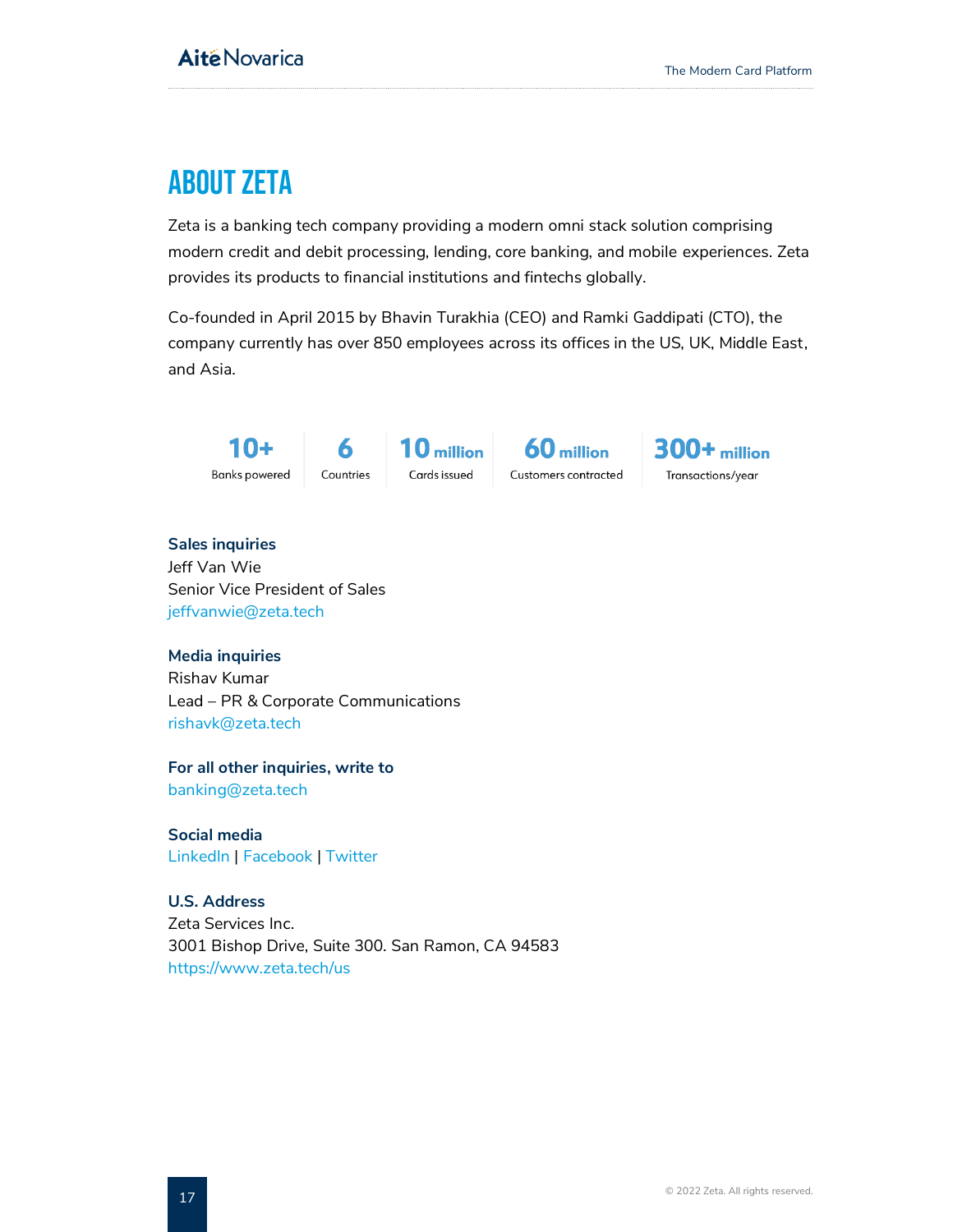# ABOUT ZETA

Zeta is a banking tech company providing a modern omni stack solution comprising modern credit and debit processing, lending, core banking, and mobile experiences. Zeta provides its products to financial institutions and fintechs globally.

Co-founded in April 2015 by Bhavin Turakhia (CEO) and Ramki Gaddipati (CTO), the company currently has over 850 employees across its offices in the US, UK, Middle East, and Asia.

| 10+ | 6 | 10 million | 60 million | 300+ million |
|---|---|---|---|---|
| Banks powered | Countries | Cards issued | Customers contracted | Transactions/year |

**Sales inquiries**
Jeff Van Wie
Senior Vice President of Sales
jeffvanwie@zeta.tech

**Media inquiries**
Rishav Kumar
Lead – PR & Corporate Communications
rishavk@zeta.tech

**For all other inquiries, write to**
banking@zeta.tech

**Social media**
LinkedIn | Facebook | Twitter

**U.S. Address**
Zeta Services Inc.
3001 Bishop Drive, Suite 300. San Ramon, CA 94583
https://www.zeta.tech/us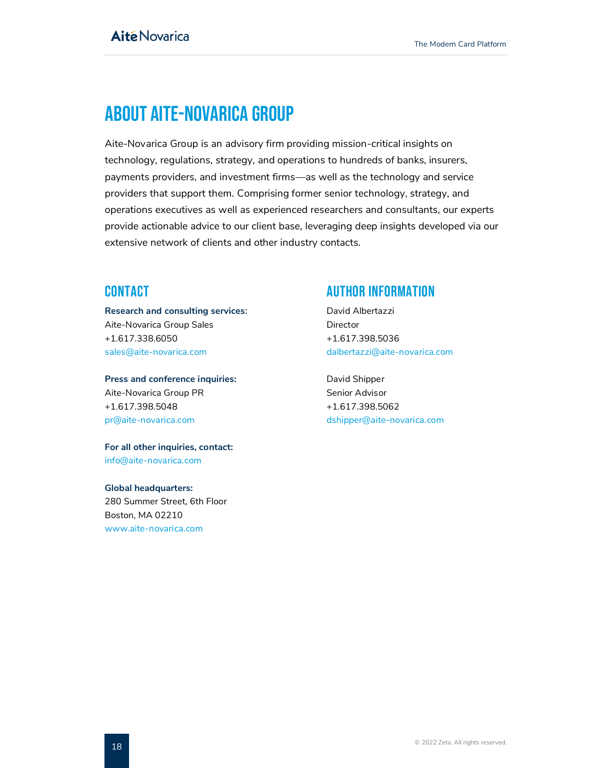# ABOUT AITE-NOVARICA GROUP

Aite-Novarica Group is an advisory firm providing mission-critical insights on technology, regulations, strategy, and operations to hundreds of banks, insurers, payments providers, and investment firms—as well as the technology and service providers that support them. Comprising former senior technology, strategy, and operations executives as well as experienced researchers and consultants, our experts provide actionable advice to our client base, leveraging deep insights developed via our extensive network of clients and other industry contacts.

## CONTACT

**Research and consulting services**:
Aite-Novarica Group Sales
+1.617.338.6050
sales@aite-novarica.com

**Press and conference inquiries:**
Aite-Novarica Group PR
+1.617.398.5048
pr@aite-novarica.com

**For all other inquiries, contact:**
info@aite-novarica.com

**Global headquarters:**
280 Summer Street, 6th Floor
Boston, MA 02210
www.aite-novarica.com

## AUTHOR INFORMATION

David Albertazzi
Director
+1.617.398.5036
dalbertazzi@aite-novarica.com

David Shipper
Senior Advisor
+1.617.398.5062
dshipper@aite-novarica.com

© 2022 Zeta. All rights reserved.